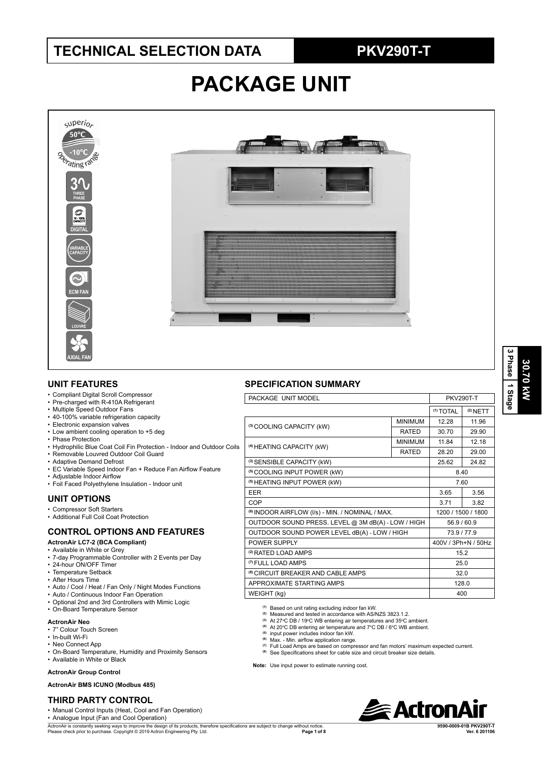# TECHNICAL SELECTION DATA

# PKV290T-T

# PACKAGE UNIT

superior 50ºC -10ºC operating range

THREE PHASE

10 - 100% CAPACITY DIGITAL

VARIABLE CAPACITY

ECM FAN

LOUVRE

AXIAL FAN

30.70 kW

3 Phase | 1 Stage

## UNIT FEATURES

- Compliant Digital Scroll Compressor
- Pre-charged with R-410A Refrigerant
- Multiple Speed Outdoor Fans
- 40-100% variable refrigeration capacity
- Electronic expansion valves
- Low ambient cooling operation to +5 deg
- Phase Protection
- Hydrophilic Blue Coat Coil Fin Protection - Indoor and Outdoor Coils
- Removable Louvred Outdoor Coil Guard
- Adaptive Demand Defrost
- EC Variable Speed Indoor Fan + Reduce Fan Airflow Feature
- Adjustable Indoor Airflow
- Foil Faced Polyethylene Insulation - Indoor unit

## UNIT OPTIONS

- Compressor Soft Starters
- Additional Full Coil Coat Protection

## CONTROL OPTIONS AND FEATURES

**ActronAir LC7-2 (BCA Compliant)**

- Available in White or Grey
- 7-day Programmable Controller with 2 Events per Day
- 24-hour ON/OFF Timer
- Temperature Setback
- After Hours Time
- Auto / Cool / Heat / Fan Only / Night Modes Functions
- Auto / Continuous Indoor Fan Operation
- Optional 2nd and 3rd Controllers with Mimic Logic
- On-Board Temperature Sensor

**ActronAir Neo**

- 7" Colour Touch Screen
- In-built Wi-Fi
- Neo Connect App
- On-Board Temperature, Humidity and Proximity Sensors
- Available in White or Black

**ActronAir Group Control**

**ActronAir BMS ICUNO (Modbus 485)**

## THIRD PARTY CONTROL

- Manual Control Inputs (Heat, Cool and Fan Operation)
- Analogue Input (Fan and Cool Operation)

## SPECIFICATION SUMMARY

| PACKAGE UNIT MODEL | | PKV290T-T | |
|---|---|---|---|
| | | (1) TOTAL | (2) NETT |
| (3) COOLING CAPACITY (kW) | MINIMUM | 12.28 | 11.96 |
| | RATED | 30.70 | 29.90 |
| (4) HEATING CAPACITY (kW) | MINIMUM | 11.84 | 12.18 |
| | RATED | 28.20 | 29.00 |
| (3) SENSIBLE CAPACITY (kW) | | 25.62 | 24.82 |
| (5) COOLING INPUT POWER (kW) | | 8.40 | |
| (5) HEATING INPUT POWER (kW) | | 7.60 | |
| EER | | 3.65 | 3.56 |
| COP | | 3.71 | 3.82 |
| (6) INDOOR AIRFLOW (l/s) - MIN. / NOMINAL / MAX. | | 1200 / 1500 / 1800 | |
| OUTDOOR SOUND PRESS. LEVEL @ 3M dB(A) - LOW / HIGH | | 56.9 / 60.9 | |
| OUTDOOR SOUND POWER LEVEL dB(A) - LOW / HIGH | | 73.9 / 77.9 | |
| POWER SUPPLY | | 400V / 3Ph+N / 50Hz | |
| (2) RATED LOAD AMPS | | 15.2 | |
| (7) FULL LOAD AMPS | | 25.0 | |
| (8) CIRCUIT BREAKER AND CABLE AMPS | | 32.0 | |
| APPROXIMATE STARTING AMPS | | 128.0 | |
| WEIGHT (kg) | | 400 | |

(1) Based on unit rating excluding indoor fan kW.
(2) Measured and tested in accordance with AS/NZS 3823.1.2.
(3) At 27ºC DB / 19ºC WB entering air temperatures and 35ºC ambient.
(4) At 20ºC DB entering air temperature and 7ºC DB / 6ºC WB ambient.
(5) input power includes indoor fan kW.
(6) Max. - Min. airflow application range.
(7) Full Load Amps are based on compressor and fan motors' maximum expected current.
(8) See Specifications sheet for cable size and circuit breaker size details.

**Note:** Use input power to estimate running cost.

ActronAir is constantly seeking ways to improve the design of its products, therefore specifications are subject to change without notice. Please check prior to purchase. Copyright © 2019 Actron Engineering Pty. Ltd.

9590-0009-01B PKV290T-T Ver. 6 201106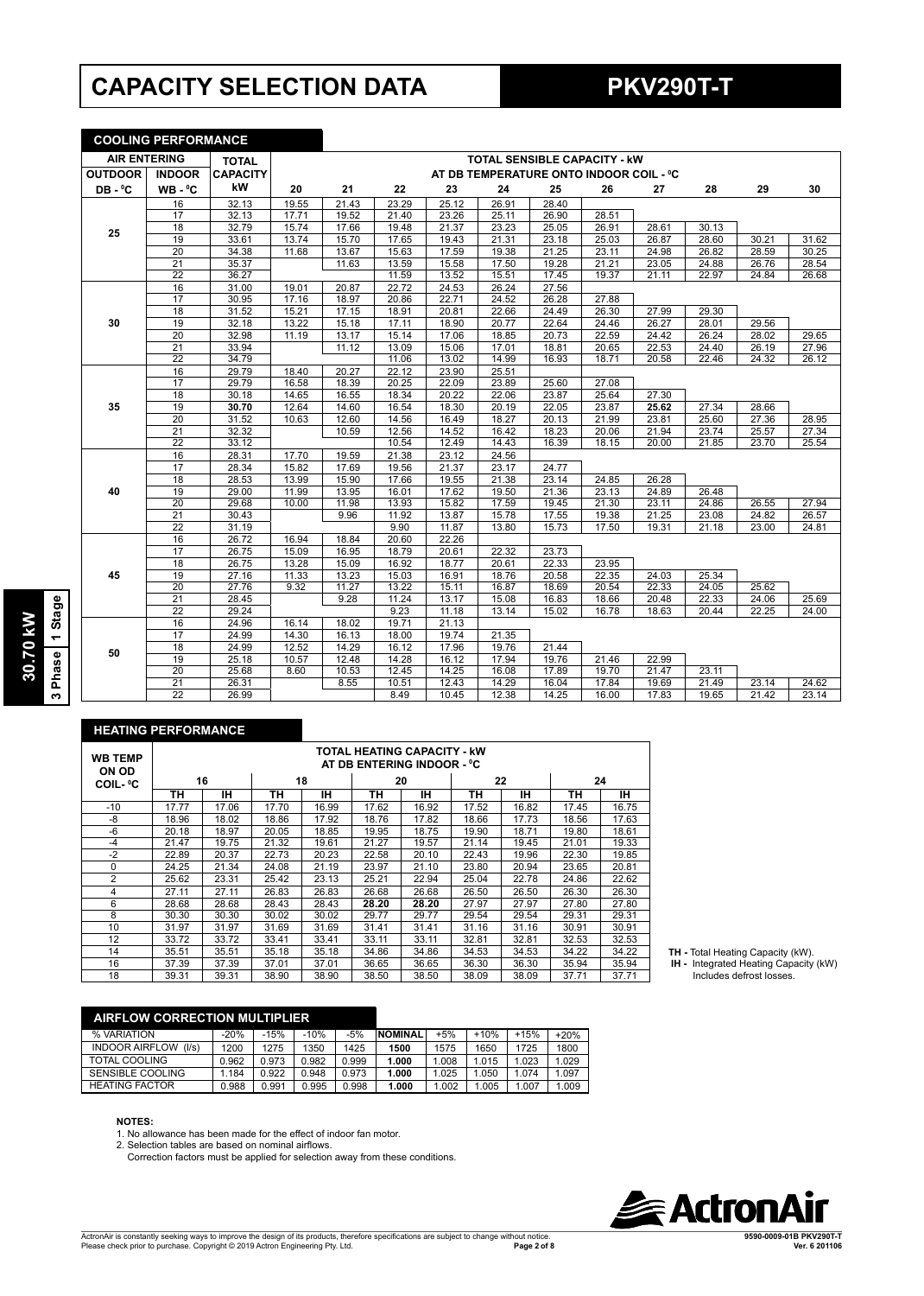# CAPACITY SELECTION DATA

# PKV290T-T

**30.70 kW | 3 Phase | 1 Stage**

## COOLING PERFORMANCE

| AIR ENTERING | | TOTAL CAPACITY | TOTAL SENSIBLE CAPACITY - kW AT DB TEMPERATURE ONTO INDOOR COIL - ⁰C | | | | | | | | | | |
|---|---|---|---|---|---|---|---|---|---|---|---|---|---|
| OUTDOOR DB - ⁰C | INDOOR WB - ⁰C | kW | 20 | 21 | 22 | 23 | 24 | 25 | 26 | 27 | 28 | 29 | 30 |
| 25 | 16 | 32.13 | 19.55 | 21.43 | 23.29 | 25.12 | 26.91 | 28.40 | | | | | |
| | 17 | 32.13 | 17.71 | 19.52 | 21.40 | 23.26 | 25.11 | 26.90 | 28.51 | | | | |
| | 18 | 32.79 | 15.74 | 17.66 | 19.48 | 21.37 | 23.23 | 25.05 | 26.91 | 28.61 | 30.13 | | |
| | 19 | 33.61 | 13.74 | 15.70 | 17.65 | 19.43 | 21.31 | 23.18 | 25.03 | 26.87 | 28.60 | 30.21 | 31.62 |
| | 20 | 34.38 | 11.68 | 13.67 | 15.63 | 17.59 | 19.38 | 21.25 | 23.11 | 24.98 | 26.82 | 28.59 | 30.25 |
| | 21 | 35.37 | | 11.63 | 13.59 | 15.58 | 17.50 | 19.28 | 21.21 | 23.05 | 24.88 | 26.76 | 28.54 |
| | 22 | 36.27 | | | 11.59 | 13.52 | 15.51 | 17.45 | 19.37 | 21.11 | 22.97 | 24.84 | 26.68 |
| 30 | 16 | 31.00 | 19.01 | 20.87 | 22.72 | 24.53 | 26.24 | 27.56 | | | | | |
| | 17 | 30.95 | 17.16 | 18.97 | 20.86 | 22.71 | 24.52 | 26.28 | 27.88 | | | | |
| | 18 | 31.52 | 15.21 | 17.15 | 18.91 | 20.81 | 22.66 | 24.49 | 26.30 | 27.99 | 29.30 | | |
| | 19 | 32.18 | 13.22 | 15.18 | 17.11 | 18.90 | 20.77 | 22.64 | 24.46 | 26.27 | 28.01 | 29.56 | |
| | 20 | 32.98 | 11.19 | 13.17 | 15.14 | 17.06 | 18.85 | 20.73 | 22.59 | 24.42 | 26.24 | 28.02 | 29.65 |
| | 21 | 33.94 | | 11.12 | 13.09 | 15.06 | 17.01 | 18.81 | 20.65 | 22.53 | 24.40 | 26.19 | 27.96 |
| | 22 | 34.79 | | | 11.06 | 13.02 | 14.99 | 16.93 | 18.71 | 20.58 | 22.46 | 24.32 | 26.12 |
| 35 | 16 | 29.79 | 18.40 | 20.27 | 22.12 | 23.90 | 25.51 | | | | | | |
| | 17 | 29.79 | 16.58 | 18.39 | 20.25 | 22.09 | 23.89 | 25.60 | 27.08 | | | | |
| | 18 | 30.18 | 14.65 | 16.55 | 18.34 | 20.22 | 22.06 | 23.87 | 25.64 | 27.30 | | | |
| | 19 | **30.70** | 12.64 | 14.60 | 16.54 | 18.30 | 20.19 | 22.05 | 23.87 | **25.62** | 27.34 | 28.66 | |
| | 20 | 31.52 | 10.63 | 12.60 | 14.56 | 16.49 | 18.27 | 20.13 | 21.99 | 23.81 | 25.60 | 27.36 | 28.95 |
| | 21 | 32.32 | | 10.59 | 12.56 | 14.52 | 16.42 | 18.23 | 20.06 | 21.94 | 23.74 | 25.57 | 27.34 |
| | 22 | 33.12 | | | 10.54 | 12.49 | 14.43 | 16.39 | 18.15 | 20.00 | 21.85 | 23.70 | 25.54 |
| 40 | 16 | 28.31 | 17.70 | 19.59 | 21.38 | 23.12 | 24.56 | | | | | | |
| | 17 | 28.34 | 15.82 | 17.69 | 19.56 | 21.37 | 23.17 | 24.77 | | | | | |
| | 18 | 28.53 | 13.99 | 15.90 | 17.66 | 19.55 | 21.38 | 23.14 | 24.85 | 26.28 | | | |
| | 19 | 29.00 | 11.99 | 13.95 | 16.01 | 17.62 | 19.50 | 21.36 | 23.13 | 24.89 | 26.48 | | |
| | 20 | 29.68 | 10.00 | 11.98 | 13.93 | 15.82 | 17.59 | 19.45 | 21.30 | 23.11 | 24.86 | 26.55 | 27.94 |
| | 21 | 30.43 | | 9.96 | 11.92 | 13.87 | 15.78 | 17.55 | 19.38 | 21.25 | 23.08 | 24.82 | 26.57 |
| | 22 | 31.19 | | | 9.90 | 11.87 | 13.80 | 15.73 | 17.50 | 19.31 | 21.18 | 23.00 | 24.81 |
| 45 | 16 | 26.72 | 16.94 | 18.84 | 20.60 | 22.26 | | | | | | | |
| | 17 | 26.75 | 15.09 | 16.95 | 18.79 | 20.61 | 22.32 | 23.73 | | | | | |
| | 18 | 26.75 | 13.28 | 15.09 | 16.92 | 18.77 | 20.61 | 22.33 | 23.95 | | | | |
| | 19 | 27.16 | 11.33 | 13.23 | 15.03 | 16.91 | 18.76 | 20.58 | 22.35 | 24.03 | 25.34 | | |
| | 20 | 27.76 | 9.32 | 11.27 | 13.22 | 15.11 | 16.87 | 18.69 | 20.54 | 22.33 | 24.05 | 25.62 | |
| | 21 | 28.45 | | 9.28 | 11.24 | 13.17 | 15.08 | 16.83 | 18.66 | 20.48 | 22.33 | 24.06 | 25.69 |
| | 22 | 29.24 | | | 9.23 | 11.18 | 13.14 | 15.02 | 16.78 | 18.63 | 20.44 | 22.25 | 24.00 |
| 50 | 16 | 24.96 | 16.14 | 18.02 | 19.71 | 21.13 | | | | | | | |
| | 17 | 24.99 | 14.30 | 16.13 | 18.00 | 19.74 | 21.35 | | | | | | |
| | 18 | 24.99 | 12.52 | 14.29 | 16.12 | 17.96 | 19.76 | 21.44 | | | | | |
| | 19 | 25.18 | 10.57 | 12.48 | 14.28 | 16.12 | 17.94 | 19.76 | 21.46 | 22.99 | | | |
| | 20 | 25.68 | 8.60 | 10.53 | 12.45 | 14.25 | 16.08 | 17.89 | 19.70 | 21.47 | 23.11 | | |
| | 21 | 26.31 | | 8.55 | 10.51 | 12.43 | 14.29 | 16.04 | 17.84 | 19.69 | 21.49 | 23.14 | 24.62 |
| | 22 | 26.99 | | | 8.49 | 10.45 | 12.38 | 14.25 | 16.00 | 17.83 | 19.65 | 21.42 | 23.14 |

## HEATING PERFORMANCE

| WB TEMP ON OD COIL- ⁰C | TOTAL HEATING CAPACITY - kW AT DB ENTERING INDOOR - ⁰C | | | | | | | | | |
|---|---|---|---|---|---|---|---|---|---|---|
| | 16 | | 18 | | 20 | | 22 | | 24 | |
| | TH | IH | TH | IH | TH | IH | TH | IH | TH | IH |
| -10 | 17.77 | 17.06 | 17.70 | 16.99 | 17.62 | 16.92 | 17.52 | 16.82 | 17.45 | 16.75 |
| -8 | 18.96 | 18.02 | 18.86 | 17.92 | 18.76 | 17.82 | 18.66 | 17.73 | 18.56 | 17.63 |
| -6 | 20.18 | 18.97 | 20.05 | 18.85 | 19.95 | 18.75 | 19.90 | 18.71 | 19.80 | 18.61 |
| -4 | 21.47 | 19.75 | 21.32 | 19.61 | 21.27 | 19.57 | 21.14 | 19.45 | 21.01 | 19.33 |
| -2 | 22.89 | 20.37 | 22.73 | 20.23 | 22.58 | 20.10 | 22.43 | 19.96 | 22.30 | 19.85 |
| 0 | 24.25 | 21.34 | 24.08 | 21.19 | 23.97 | 21.10 | 23.80 | 20.94 | 23.65 | 20.81 |
| 2 | 25.62 | 23.31 | 25.42 | 23.13 | 25.21 | 22.94 | 25.04 | 22.78 | 24.86 | 22.62 |
| 4 | 27.11 | 27.11 | 26.83 | 26.83 | 26.68 | 26.68 | 26.50 | 26.50 | 26.30 | 26.30 |
| 6 | 28.68 | 28.68 | 28.43 | 28.43 | **28.20** | **28.20** | 27.97 | 27.97 | 27.80 | 27.80 |
| 8 | 30.30 | 30.30 | 30.02 | 30.02 | 29.77 | 29.77 | 29.54 | 29.54 | 29.31 | 29.31 |
| 10 | 31.97 | 31.97 | 31.69 | 31.69 | 31.41 | 31.41 | 31.16 | 31.16 | 30.91 | 30.91 |
| 12 | 33.72 | 33.72 | 33.41 | 33.41 | 33.11 | 33.11 | 32.81 | 32.81 | 32.53 | 32.53 |
| 14 | 35.51 | 35.51 | 35.18 | 35.18 | 34.86 | 34.86 | 34.53 | 34.53 | 34.22 | 34.22 |
| 16 | 37.39 | 37.39 | 37.01 | 37.01 | 36.65 | 36.65 | 36.30 | 36.30 | 35.94 | 35.94 |
| 18 | 39.31 | 39.31 | 38.90 | 38.90 | 38.50 | 38.50 | 38.09 | 38.09 | 37.71 | 37.71 |

**TH -** Total Heating Capacity (kW).
**IH -** Integrated Heating Capacity (kW) Includes defrost losses.

## AIRFLOW CORRECTION MULTIPLIER

| % VARIATION | -20% | -15% | -10% | -5% | NOMINAL | +5% | +10% | +15% | +20% |
|---|---|---|---|---|---|---|---|---|---|
| INDOOR AIRFLOW (l/s) | 1200 | 1275 | 1350 | 1425 | **1500** | 1575 | 1650 | 1725 | 1800 |
| TOTAL COOLING | 0.962 | 0.973 | 0.982 | 0.999 | **1.000** | 1.008 | 1.015 | 1.023 | 1.029 |
| SENSIBLE COOLING | 1.184 | 0.922 | 0.948 | 0.973 | **1.000** | 1.025 | 1.050 | 1.074 | 1.097 |
| HEATING FACTOR | 0.988 | 0.991 | 0.995 | 0.998 | **1.000** | 1.002 | 1.005 | 1.007 | 1.009 |

**NOTES:**

1. No allowance has been made for the effect of indoor fan motor.
2. Selection tables are based on nominal airflows.
   Correction factors must be applied for selection away from these conditions.

ActronAir is constantly seeking ways to improve the design of its products, therefore specifications are subject to change without notice.
Please check prior to purchase. Copyright © 2019 Actron Engineering Pty. Ltd.

9590-0009-01B PKV290T-T
Ver. 6 201106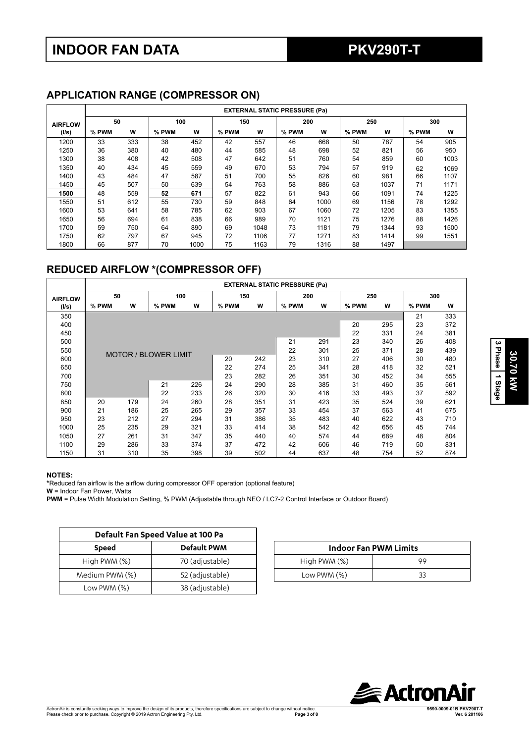# INDOOR FAN DATA

# PKV290T-T

## APPLICATION RANGE (COMPRESSOR ON)

| AIRFLOW (l/s) | EXTERNAL STATIC PRESSURE (Pa) | | | | | | | | | | | |
|---|---|---|---|---|---|---|---|---|---|---|---|---|
| | 50 | | 100 | | 150 | | 200 | | 250 | | 300 | |
| | % PWM | W | % PWM | W | % PWM | W | % PWM | W | % PWM | W | % PWM | W |
| 1200 | 33 | 333 | 38 | 452 | 42 | 557 | 46 | 668 | 50 | 787 | 54 | 905 |
| 1250 | 36 | 380 | 40 | 480 | 44 | 585 | 48 | 698 | 52 | 821 | 56 | 950 |
| 1300 | 38 | 408 | 42 | 508 | 47 | 642 | 51 | 760 | 54 | 859 | 60 | 1003 |
| 1350 | 40 | 434 | 45 | 559 | 49 | 670 | 53 | 794 | 57 | 919 | 62 | 1069 |
| 1400 | 43 | 484 | 47 | 587 | 51 | 700 | 55 | 826 | 60 | 981 | 66 | 1107 |
| 1450 | 45 | 507 | 50 | 639 | 54 | 763 | 58 | 886 | 63 | 1037 | 71 | 1171 |
| **1500** | 48 | 559 | **52** | **671** | 57 | 822 | 61 | 943 | 66 | 1091 | 74 | 1225 |
| 1550 | 51 | 612 | 55 | 730 | 59 | 848 | 64 | 1000 | 69 | 1156 | 78 | 1292 |
| 1600 | 53 | 641 | 58 | 785 | 62 | 903 | 67 | 1060 | 72 | 1205 | 83 | 1355 |
| 1650 | 56 | 694 | 61 | 838 | 66 | 989 | 70 | 1121 | 75 | 1276 | 88 | 1426 |
| 1700 | 59 | 750 | 64 | 890 | 69 | 1048 | 73 | 1181 | 79 | 1344 | 93 | 1500 |
| 1750 | 62 | 797 | 67 | 945 | 72 | 1106 | 77 | 1271 | 83 | 1414 | 99 | 1551 |
| 1800 | 66 | 877 | 70 | 1000 | 75 | 1163 | 79 | 1316 | 88 | 1497 | | |

## REDUCED AIRFLOW *(COMPRESSOR OFF)

| AIRFLOW (l/s) | EXTERNAL STATIC PRESSURE (Pa) | | | | | | | | | | | |
|---|---|---|---|---|---|---|---|---|---|---|---|---|
| | 50 | | 100 | | 150 | | 200 | | 250 | | 300 | |
| | % PWM | W | % PWM | W | % PWM | W | % PWM | W | % PWM | W | % PWM | W |
| 350 | | | | | | | | | | | 21 | 333 |
| 400 | | | | | | | | | 20 | 295 | 23 | 372 |
| 450 | | | | | | | | | 22 | 331 | 24 | 381 |
| 500 | | | | | | | 21 | 291 | 23 | 340 | 26 | 408 |
| 550 | MOTOR / BLOWER LIMIT | | | | | | 22 | 301 | 25 | 371 | 28 | 439 |
| 600 | | | | | 20 | 242 | 23 | 310 | 27 | 406 | 30 | 480 |
| 650 | | | | | 22 | 274 | 25 | 341 | 28 | 418 | 32 | 521 |
| 700 | | | | | 23 | 282 | 26 | 351 | 30 | 452 | 34 | 555 |
| 750 | | | 21 | 226 | 24 | 290 | 28 | 385 | 31 | 460 | 35 | 561 |
| 800 | | | 22 | 233 | 26 | 320 | 30 | 416 | 33 | 493 | 37 | 592 |
| 850 | 20 | 179 | 24 | 260 | 28 | 351 | 31 | 423 | 35 | 524 | 39 | 621 |
| 900 | 21 | 186 | 25 | 265 | 29 | 357 | 33 | 454 | 37 | 563 | 41 | 675 |
| 950 | 23 | 212 | 27 | 294 | 31 | 386 | 35 | 483 | 40 | 622 | 43 | 710 |
| 1000 | 25 | 235 | 29 | 321 | 33 | 414 | 38 | 542 | 42 | 656 | 45 | 744 |
| 1050 | 27 | 261 | 31 | 347 | 35 | 440 | 40 | 574 | 44 | 689 | 48 | 804 |
| 1100 | 29 | 286 | 33 | 374 | 37 | 472 | 42 | 606 | 46 | 719 | 50 | 831 |
| 1150 | 31 | 310 | 35 | 398 | 39 | 502 | 44 | 637 | 48 | 754 | 52 | 874 |

**NOTES:**

***Reduced fan airflow is the airflow during compressor OFF operation (optional feature)

**W** = Indoor Fan Power, Watts

**PWM** = Pulse Width Modulation Setting, % PWM (Adjustable through NEO / LC7-2 Control Interface or Outdoor Board)

| Default Fan Speed Value at 100 Pa | |
|---|---|
| **Speed** | **Default PWM** |
| High PWM (%) | 70 (adjustable) |
| Medium PWM (%) | 52 (adjustable) |
| Low PWM (%) | 38 (adjustable) |

| Indoor Fan PWM Limits | |
|---|---|
| High PWM (%) | 99 |
| Low PWM (%) | 33 |

30.70 kW | 3 Phase | 1 Stage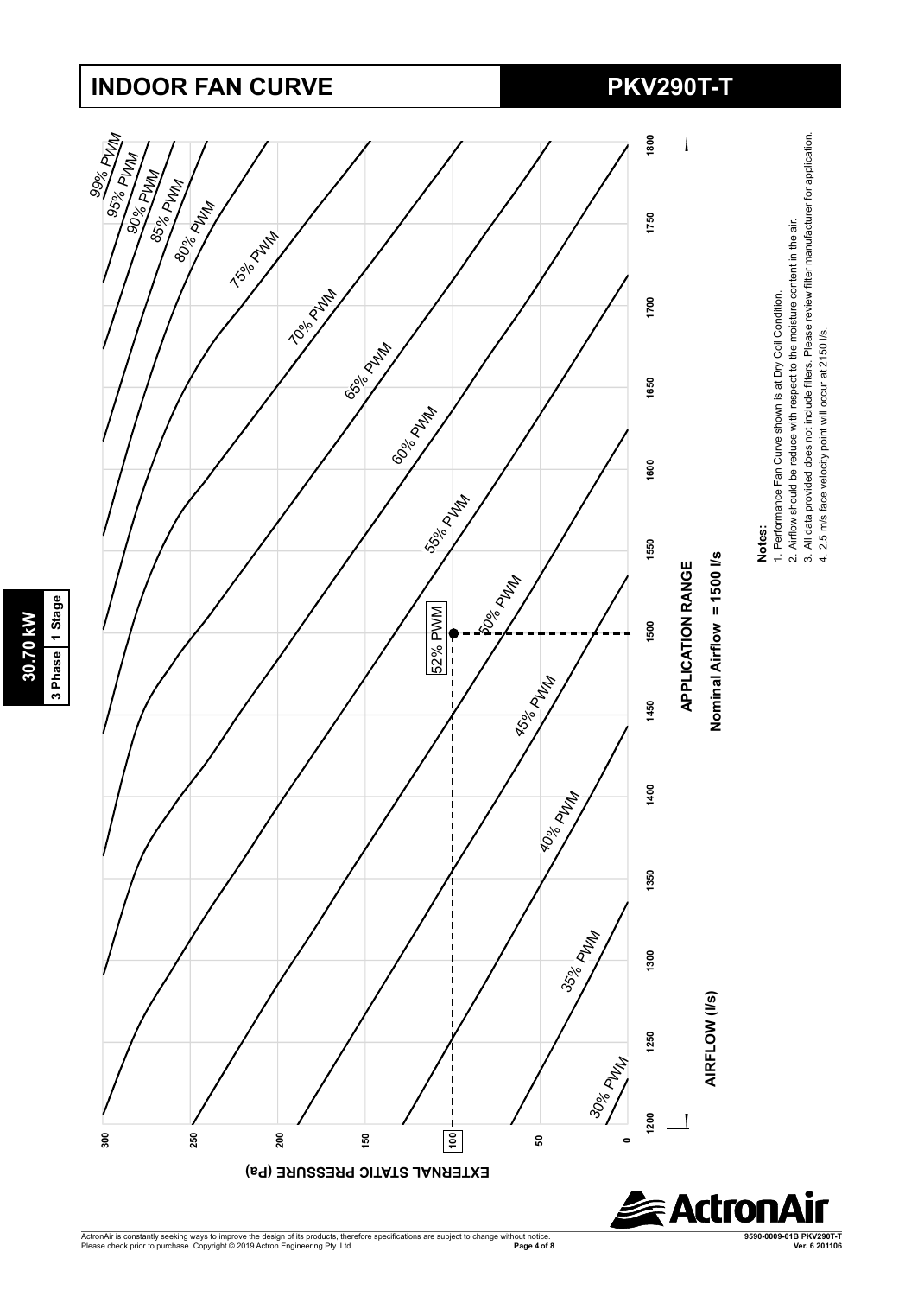# INDOOR FAN CURVE

## PKV290T-T

**30.70 kW**

| 3 Phase | 1 Stage |
| --- | --- |

EXTERNAL STATIC PRESSURE (Pa): 0, 50, 100, 150, 200, 250, 300

AIRFLOW (l/s): 1200, 1250, 1300, 1350, 1400, 1450, 1500, 1550, 1600, 1650, 1700, 1750, 1800

Curves: 30% PWM, 35% PWM, 40% PWM, 45% PWM, 50% PWM, 52% PWM, 55% PWM, 60% PWM, 65% PWM, 70% PWM, 75% PWM, 80% PWM, 85% PWM, 90% PWM, 95% PWM, 99% PWM

**APPLICATION RANGE**

**Nominal Airflow = 1500 l/s**

**Notes:**

1. Performance Fan Curve shown is at Dry Coil Condition.
2. Airflow should be reduce with respect to the moisture content in the air.
3. All data provided does not include filters. Please review filter manufacturer for application.
4. 2.5 m/s face velocity point will occur at 2150 l/s.

ActronAir is constantly seeking ways to improve the design of its products, therefore specifications are subject to change without notice.
Please check prior to purchase. Copyright © 2019 Actron Engineering Pty. Ltd.

9590-0009-01B PKV290T-T
Ver. 6 201106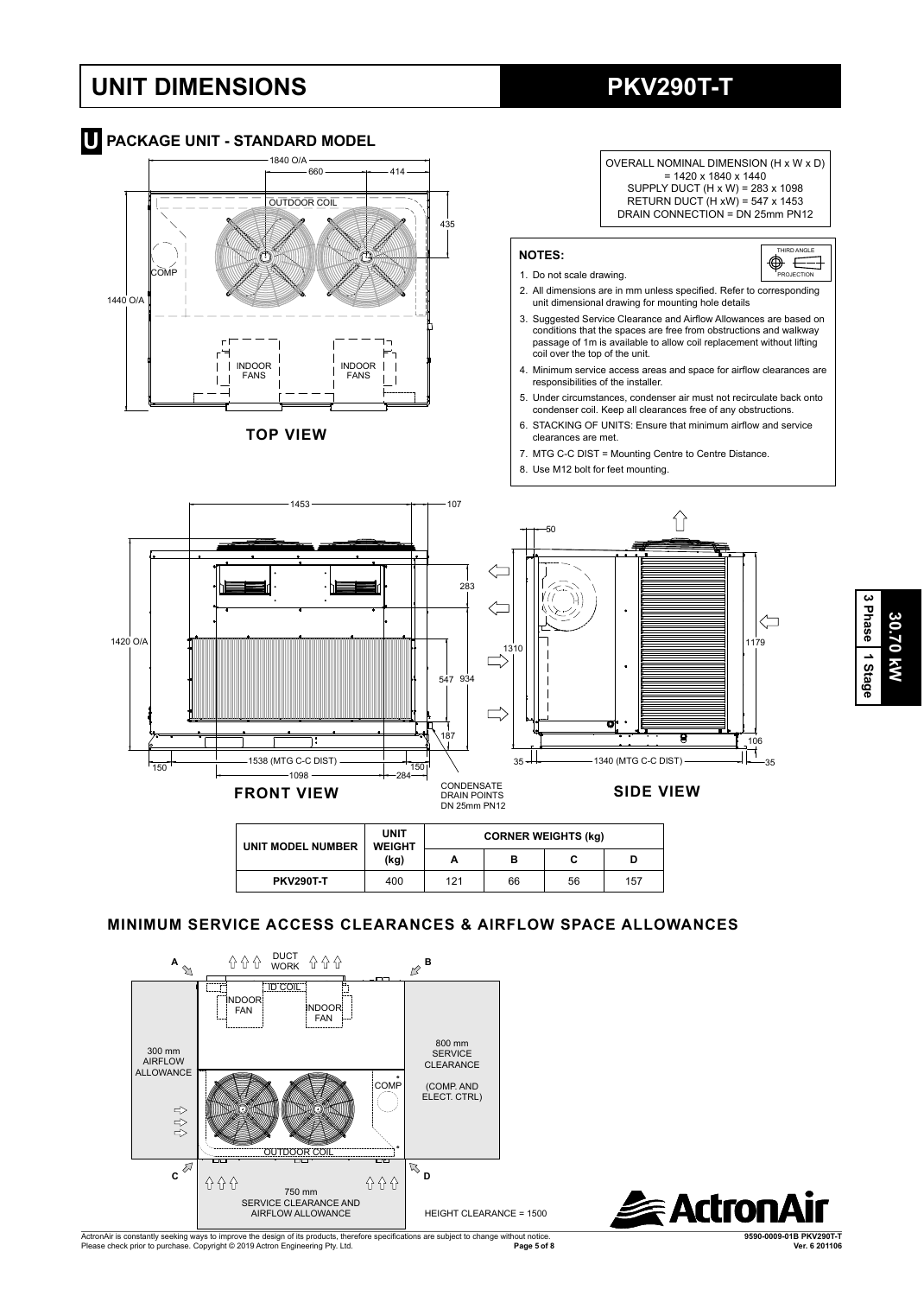# UNIT DIMENSIONS

# PKV290T-T

## U PACKAGE UNIT - STANDARD MODEL

OVERALL NOMINAL DIMENSION (H x W x D) = 1420 x 1840 x 1440
SUPPLY DUCT (H x W) = 283 x 1098
RETURN DUCT (H xW) = 547 x 1453
DRAIN CONNECTION = DN 25mm PN12

**NOTES:**

1. Do not scale drawing.
2. All dimensions are in mm unless specified. Refer to corresponding unit dimensional drawing for mounting hole details
3. Suggested Service Clearance and Airflow Allowances are based on conditions that the spaces are free from obstructions and walkway passage of 1m is available to allow coil replacement without lifting coil over the top of the unit.
4. Minimum service access areas and space for airflow clearances are responsibilities of the installer.
5. Under circumstances, condenser air must not recirculate back onto condenser coil. Keep all clearances free of any obstructions.
6. STACKING OF UNITS: Ensure that minimum airflow and service clearances are met.
7. MTG C-C DIST = Mounting Centre to Centre Distance.
8. Use M12 bolt for feet mounting.

TOP VIEW

FRONT VIEW

CONDENSATE DRAIN POINTS DN 25mm PN12

SIDE VIEW

| UNIT MODEL NUMBER | UNIT WEIGHT (kg) | CORNER WEIGHTS (kg) | | | |
|---|---|---|---|---|---|
| | | A | B | C | D |
| PKV290T-T | 400 | 121 | 66 | 56 | 157 |

## MINIMUM SERVICE ACCESS CLEARANCES & AIRFLOW SPACE ALLOWANCES

300 mm AIRFLOW ALLOWANCE

800 mm SERVICE CLEARANCE (COMP. AND ELECT. CTRL)

750 mm SERVICE CLEARANCE AND AIRFLOW ALLOWANCE

HEIGHT CLEARANCE = 1500

ActronAir is constantly seeking ways to improve the design of its products, therefore specifications are subject to change without notice. Please check prior to purchase. Copyright © 2019 Actron Engineering Pty. Ltd.

9590-0009-01B PKV290T-T Ver. 6 201106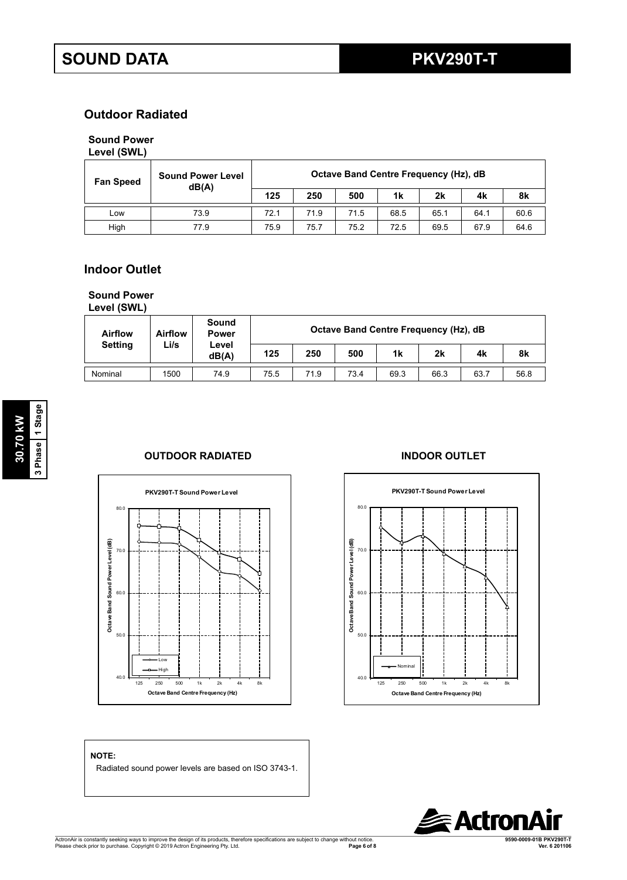# SOUND DATA

# PKV290T-T

## Outdoor Radiated

**Sound Power Level (SWL)**

| Fan Speed | Sound Power Level dB(A) | Octave Band Centre Frequency (Hz), dB | | | | | | |
|---|---|---|---|---|---|---|---|---|
| | | 125 | 250 | 500 | 1k | 2k | 4k | 8k |
| Low | 73.9 | 72.1 | 71.9 | 71.5 | 68.5 | 65.1 | 64.1 | 60.6 |
| High | 77.9 | 75.9 | 75.7 | 75.2 | 72.5 | 69.5 | 67.9 | 64.6 |

## Indoor Outlet

**Sound Power Level (SWL)**

| Airflow Setting | Airflow Li/s | Sound Power Level dB(A) | Octave Band Centre Frequency (Hz), dB | | | | | | |
|---|---|---|---|---|---|---|---|---|---|
| | | | 125 | 250 | 500 | 1k | 2k | 4k | 8k |
| Nominal | 1500 | 74.9 | 75.5 | 71.9 | 73.4 | 69.3 | 66.3 | 63.7 | 56.8 |

30.70 kW | 3 Phase | 1 Stage

**OUTDOOR RADIATED**

**INDOOR OUTLET**

**NOTE:**

Radiated sound power levels are based on ISO 3743-1.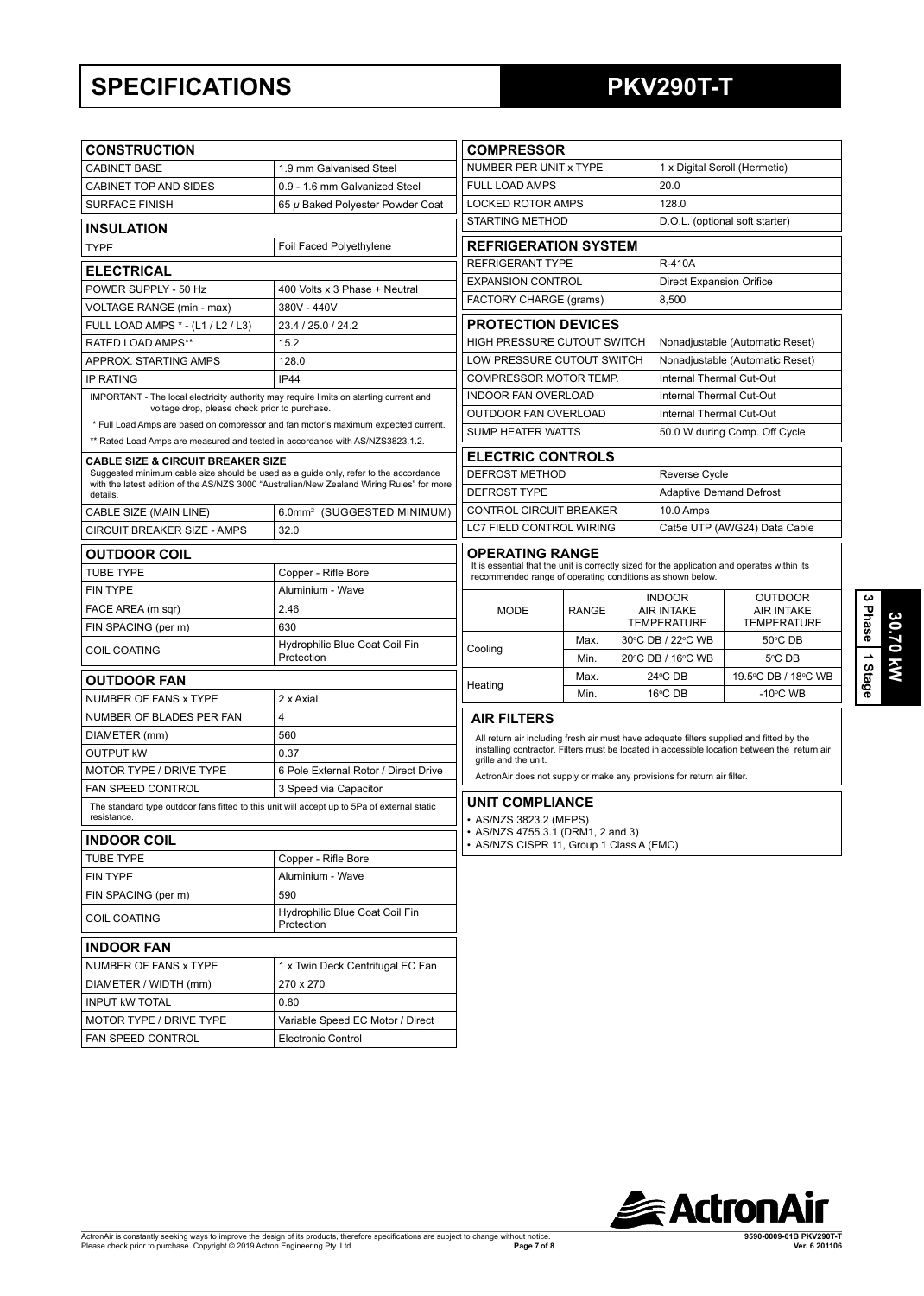# SPECIFICATIONS PKV290T-T

## CONSTRUCTION

| | |
|---|---|
| CABINET BASE | 1.9 mm Galvanised Steel |
| CABINET TOP AND SIDES | 0.9 - 1.6 mm Galvanized Steel |
| SURFACE FINISH | 65 μ Baked Polyester Powder Coat |

## INSULATION

| | |
|---|---|
| TYPE | Foil Faced Polyethylene |

## ELECTRICAL

| | |
|---|---|
| POWER SUPPLY - 50 Hz | 400 Volts x 3 Phase + Neutral |
| VOLTAGE RANGE (min - max) | 380V - 440V |
| FULL LOAD AMPS * - (L1 / L2 / L3) | 23.4 / 25.0 / 24.2 |
| RATED LOAD AMPS** | 15.2 |
| APPROX. STARTING AMPS | 128.0 |
| IP RATING | IP44 |

IMPORTANT - The local electricity authority may require limits on starting current and voltage drop, please check prior to purchase.

\* Full Load Amps are based on compressor and fan motor's maximum expected current.

** Rated Load Amps are measured and tested in accordance with AS/NZS3823.1.2.

**CABLE SIZE & CIRCUIT BREAKER SIZE**
Suggested minimum cable size should be used as a guide only, refer to the accordance with the latest edition of the AS/NZS 3000 "Australian/New Zealand Wiring Rules" for more details.

| | |
|---|---|
| CABLE SIZE (MAIN LINE) | 6.0mm² (SUGGESTED MINIMUM) |
| CIRCUIT BREAKER SIZE - AMPS | 32.0 |

## OUTDOOR COIL

| | |
|---|---|
| TUBE TYPE | Copper - Rifle Bore |
| FIN TYPE | Aluminium - Wave |
| FACE AREA (m sqr) | 2.46 |
| FIN SPACING (per m) | 630 |
| COIL COATING | Hydrophilic Blue Coat Coil Fin Protection |

## OUTDOOR FAN

| | |
|---|---|
| NUMBER OF FANS x TYPE | 2 x Axial |
| NUMBER OF BLADES PER FAN | 4 |
| DIAMETER (mm) | 560 |
| OUTPUT kW | 0.37 |
| MOTOR TYPE / DRIVE TYPE | 6 Pole External Rotor / Direct Drive |
| FAN SPEED CONTROL | 3 Speed via Capacitor |

The standard type outdoor fans fitted to this unit will accept up to 5Pa of external static resistance.

## INDOOR COIL

| | |
|---|---|
| TUBE TYPE | Copper - Rifle Bore |
| FIN TYPE | Aluminium - Wave |
| FIN SPACING (per m) | 590 |
| COIL COATING | Hydrophilic Blue Coat Coil Fin Protection |

## INDOOR FAN

| | |
|---|---|
| NUMBER OF FANS x TYPE | 1 x Twin Deck Centrifugal EC Fan |
| DIAMETER / WIDTH (mm) | 270 x 270 |
| INPUT kW TOTAL | 0.80 |
| MOTOR TYPE / DRIVE TYPE | Variable Speed EC Motor / Direct |
| FAN SPEED CONTROL | Electronic Control |

## COMPRESSOR

| | |
|---|---|
| NUMBER PER UNIT x TYPE | 1 x Digital Scroll (Hermetic) |
| FULL LOAD AMPS | 20.0 |
| LOCKED ROTOR AMPS | 128.0 |
| STARTING METHOD | D.O.L. (optional soft starter) |

## REFRIGERATION SYSTEM

| | |
|---|---|
| REFRIGERANT TYPE | R-410A |
| EXPANSION CONTROL | Direct Expansion Orifice |
| FACTORY CHARGE (grams) | 8,500 |

## PROTECTION DEVICES

| | |
|---|---|
| HIGH PRESSURE CUTOUT SWITCH | Nonadjustable (Automatic Reset) |
| LOW PRESSURE CUTOUT SWITCH | Nonadjustable (Automatic Reset) |
| COMPRESSOR MOTOR TEMP. | Internal Thermal Cut-Out |
| INDOOR FAN OVERLOAD | Internal Thermal Cut-Out |
| OUTDOOR FAN OVERLOAD | Internal Thermal Cut-Out |
| SUMP HEATER WATTS | 50.0 W during Comp. Off Cycle |

## ELECTRIC CONTROLS

| | |
|---|---|
| DEFROST METHOD | Reverse Cycle |
| DEFROST TYPE | Adaptive Demand Defrost |
| CONTROL CIRCUIT BREAKER | 10.0 Amps |
| LC7 FIELD CONTROL WIRING | Cat5e UTP (AWG24) Data Cable |

## OPERATING RANGE

It is essential that the unit is correctly sized for the application and operates within its recommended range of operating conditions as shown below.

| MODE | RANGE | INDOOR AIR INTAKE TEMPERATURE | OUTDOOR AIR INTAKE TEMPERATURE |
|---|---|---|---|
| Cooling | Max. | 30°C DB / 22°C WB | 50°C DB |
| | Min. | 20°C DB / 16°C WB | 5°C DB |
| Heating | Max. | 24°C DB | 19.5°C DB / 18°C WB |
| | Min. | 16°C DB | -10°C WB |

## AIR FILTERS

All return air including fresh air must have adequate filters supplied and fitted by the installing contractor. Filters must be located in accessible location between the return air grille and the unit.

ActronAir does not supply or make any provisions for return air filter.

## UNIT COMPLIANCE

- AS/NZS 3823.2 (MEPS)
- AS/NZS 4755.3.1 (DRM1, 2 and 3)
- AS/NZS CISPR 11, Group 1 Class A (EMC)

3 Phase | 1 Stage | 30.70 kW

ActronAir is constantly seeking ways to improve the design of its products, therefore specifications are subject to change without notice. Please check prior to purchase. Copyright © 2019 Actron Engineering Pty. Ltd.

9590-0009-01B PKV290T-T Ver. 6 201106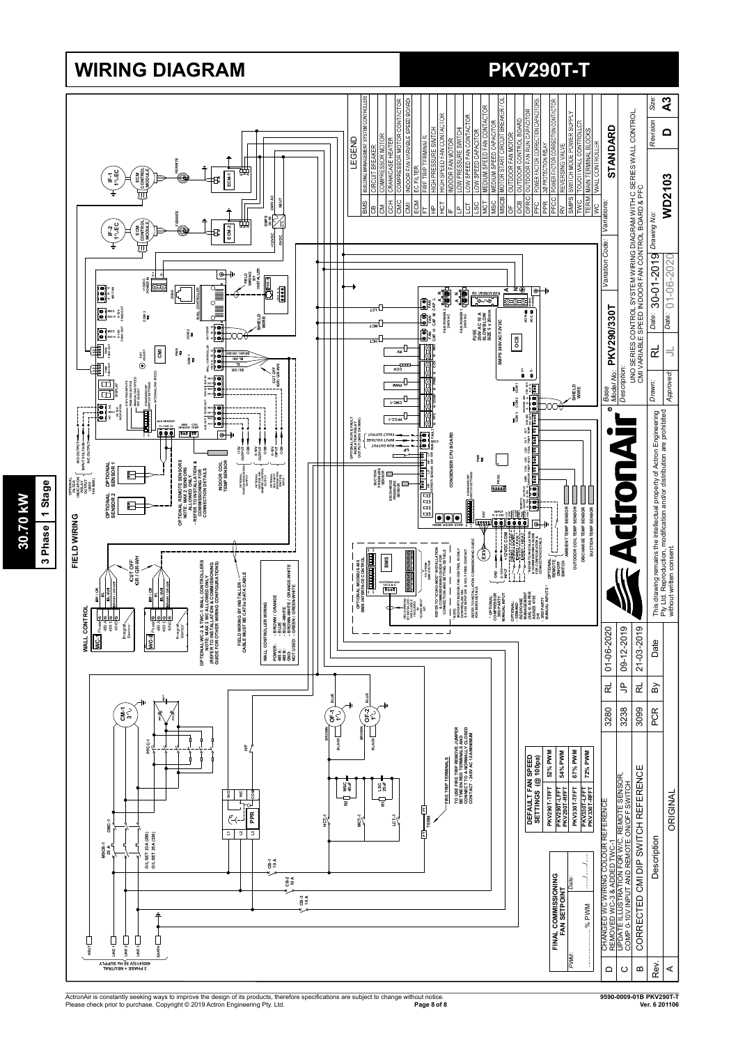# WIRING DIAGRAM

# PKV290T-T

**30.70 kW**

**3 Phase | 1 Stage**

FIELD WIRING

WALL CONTROL

OPTIONAL WC-2 & TWC-1 WALL CONTROLLERS
NOTE: MAX 3 WC ALLOWED ONLY
(REFER TO INSTALLATION & COMMISSIONING GUIDE FOR OTHER WIRING CONFIGURATIONS)

FIELD WIRING BY INSTALLER - CABLE MUST BE CAT5e DATA CABLE

WALL CONTROLLER WIRING
POWER : - BROWN / ORANGE
485 A : - BLUE
485 B : - BROWN-WHITE / ORANGE-WHITE
GND : - BROWN-WHITE / ORANGE-WHITE
NOT USED : - GREEN / GREEN-WHITE

OPTIONAL REMOTE SENSORS
NOTE: MAX 2 SENSORS ALLOWED ONLY
- REFER TO INSTALLATION & COMMISSIONING FOR CONNECTION DETAILS

INDOOR COIL TEMP SENSOR

CONDENSER CPU BOARD

SMPS 24V AC / 12V DC

FUSE 250V AC 10 A SLOW-BLOW SIZE 5 x 20mm

OPTIONAL MODBUS 485 BMS INTERFACE CONTROL

FIRE TRIP TERMINALS
TO USE FIRE TRIP REMOVE JUMPER BETWEEN FT TERMINALS AND CONNECT TO A NORMALLY CLOSED CONTACT - 240V AC 13A MINIMUM

3 PHASE + NEUTRAL 400/415V 50 Hz SUPPLY

| DEFAULT FAN SPEED SETTINGS (@ 100pa) | |
|---|---|
| PKV290T-1FFT | 52% PWM |
| PKV290T-2RFT | 54% PWM |
| PKV330T-1FFT | 67% PWM |
| PKV330T-2RFT | 72% PWM |

| FINAL COMMISSIONING FAN SETPOINT | |
|---|---|
| PWM: | Date: |
| ........... % PWM | ....../....../...... |

| LEGEND | |
|---|---|
| BMS | BUILDING MANAGEMENT SYSTEM CONTROLLER |
| CB | CIRCUIT BREAKER |
| CM | COMPRESSOR MOTOR |
| CCH | CRANKCASE HEATER |
| CMC | COMPRESSOR MOTOR CONTACTOR |
| CMI | INDOOR FAN VARIABLE SPEED BOARD |
| ECM | EC FILTER |
| FT | FIRE TRIP TERMINALS |
| HP | HIGH PRESSURE SWITCH |
| HCT | HIGH SPEED FAN CONTACTOR |
| IF | INDOOR FAN MOTOR |
| LP | LOW PRESSURE SWITCH |
| LCT | LOW SPEED FAN CONTACTOR |
| LSC | LOW SPEED CAPACITOR |
| MCT | MEDIUM SPEED FAN CONTACTOR |
| MSC | MEDIUM SPEED CAPACITOR |
| MSCB | MOTOR START CIRCUIT BREAKER (OL) |
| OF | OUTDOOR FAN MOTOR |
| OCB | OUTDOOR CONTROL BOARD |
| OFRC | OUTDOOR FAN RUN CAPACITOR |
| PFC | POWER FACTOR CORRECTION CAPACITORS |
| PPR | 3Ø PROTECTION RELAY |
| PFCC | POWER FACTOR CORRECTION CONTACTOR |
| RV | REVERSING VALVE |
| SMPS | SWITCH MODE POWER SUPPLY |
| TWC | TOUCH WALL CONTROLLER |
| TERM | MAIN TERMINAL BLOCKS |
| WC | WALL CONTROLLER |

| Rev. | Description | PCR | By | Date |
|---|---|---|---|---|
| D | CHANGED WC WIRING COLOUR REFERENCE REMOVED WC-3 & ADDED TWC-1 | 3280 | RL | 01-06-2020 |
| C | UPDATE ILLUSTRATION FOR W/C, REMOTE SENSOR, COMP 0-10V INPUT AND REMOTE ON/OFF SWITCH | 3238 | JP | 09-12-2019 |
| B | CORRECTED CMI DIP SWITCH REFERENCE | 3099 | RL | 21-03-2019 |
| A | ORIGINAL | | | |

ActronAir

| | |
|---|---|
| Base Model No: | PKV290/330T |
| Variation Code: | |
| Variations: | STANDARD |
| Description: | UNO SERIES CONTROL SYSTEM WIRING DIAGRAM WITH C SERIES WALL CONTROL, CMI VARIABLE SPEED INDOOR FAN CONTROL BOARD & PFC |
| Drawn: | RL |
| Date: | 30-01-2019 |
| Approved: | JL |
| Date: | 01-06-2020 |
| Drawing No: | WD2103 |
| Revision | D |
| Size: | A3 |

This drawing remains the intellectual property of Actron Engineering Pty Ltd. Reproduction, modification and/or distribution are prohibited without written consent.

ActronAir is constantly seeking ways to improve the design of its products, therefore specifications are subject to change without notice.
Please check prior to purchase. Copyright © 2019 Actron Engineering Pty. Ltd.

9590-0009-01B PKV290T-T
Ver. 6 201106